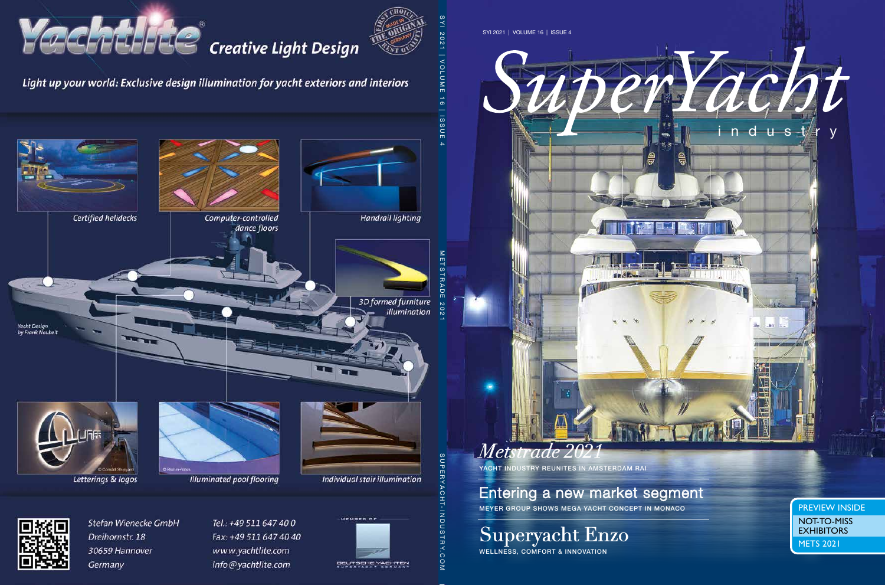# Yachtlite® Creative Light Design

*Light up your world: Exclusive design illumination for yacht exteriors and interiors*

- Certified helidecks
- Computer-controlled dance floors
- Handrail lighting
- 3D formed furniture illumination
- Letterings & logos
- Illuminated pool flooring
- Individual stair illumination

Yacht Design by Frank Neubelt

Stefan Wienecke GmbH
Dreihornstr. 18
30659 Hannover
Germany

Tel.: +49 511 647 40 0
Fax: +49 511 647 40 40
www.yachtlite.com
info@yachtlite.com

Member of Deutsche Yachten

SYI 2021 | VOLUME 16 | ISSUE 4

METSTRADE 2021

SUPERYACHT-INDUSTRY.COM

# SuperYacht industry

## Metstrade 2021

YACHT INDUSTRY REUNITES IN AMSTERDAM RAI

## Entering a new market segment

MEYER GROUP SHOWS MEGA YACHT CONCEPT IN MONACO

## Superyacht Enzo

WELLNESS, COMFORT & INNOVATION

PREVIEW INSIDE
NOT-TO-MISS EXHIBITORS
METS 2021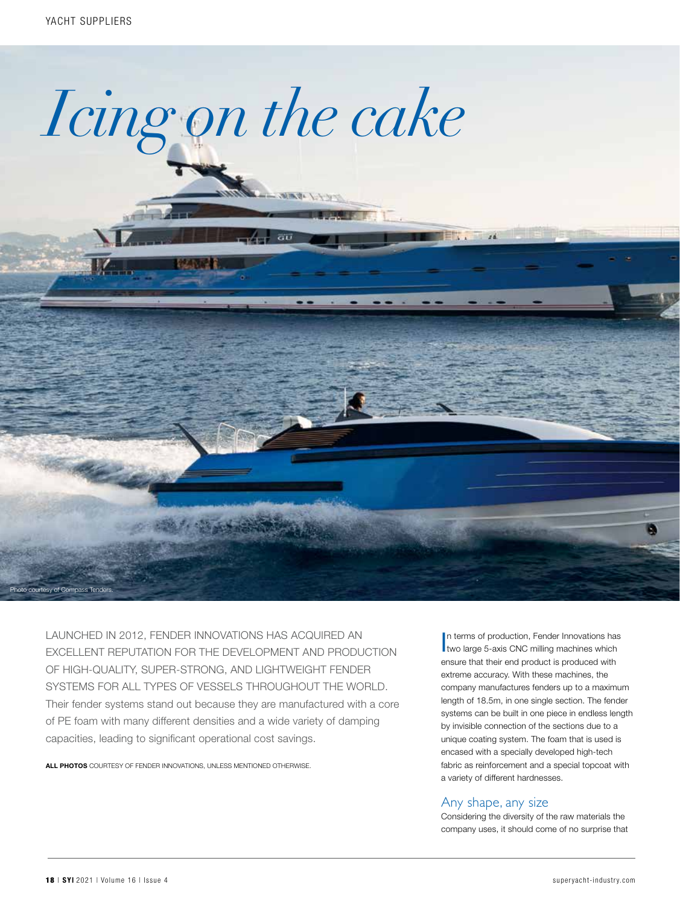# Icing on the cake

Photo courtesy of Compass Tenders.

LAUNCHED IN 2012, FENDER INNOVATIONS HAS ACQUIRED AN EXCELLENT REPUTATION FOR THE DEVELOPMENT AND PRODUCTION OF HIGH-QUALITY, SUPER-STRONG, AND LIGHTWEIGHT FENDER SYSTEMS FOR ALL TYPES OF VESSELS THROUGHOUT THE WORLD. Their fender systems stand out because they are manufactured with a core of PE foam with many different densities and a wide variety of damping capacities, leading to significant operational cost savings.

**ALL PHOTOS** COURTESY OF FENDER INNOVATIONS, UNLESS MENTIONED OTHERWISE.

In terms of production, Fender Innovations has two large 5-axis CNC milling machines which ensure that their end product is produced with extreme accuracy. With these machines, the company manufactures fenders up to a maximum length of 18.5m, in one single section. The fender systems can be built in one piece in endless length by invisible connection of the sections due to a unique coating system. The foam that is used is encased with a specially developed high-tech fabric as reinforcement and a special topcoat with a variety of different hardnesses.

## Any shape, any size

Considering the diversity of the raw materials the company uses, it should come of no surprise that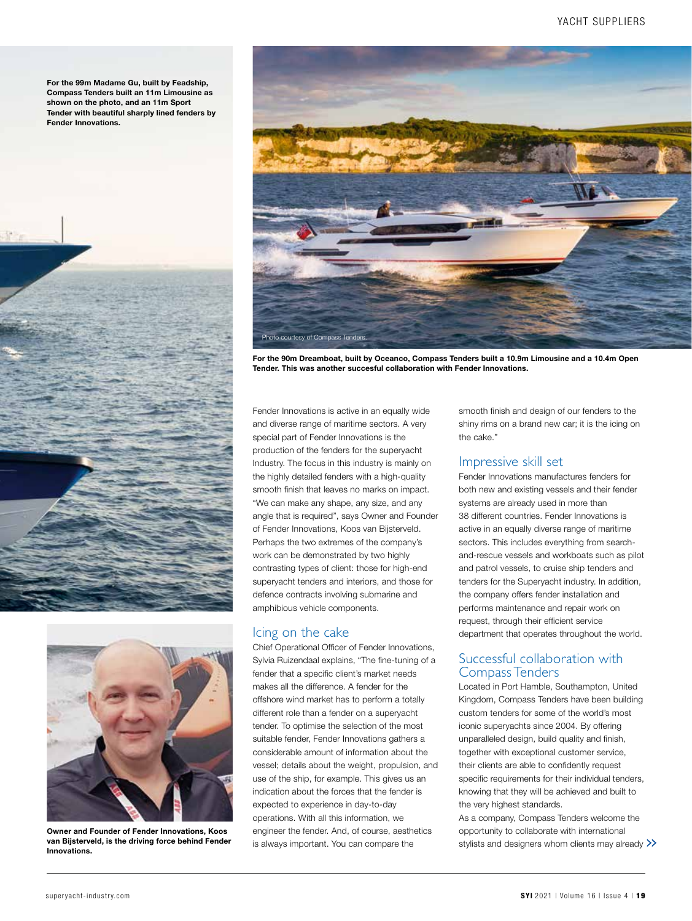For the 99m Madame Gu, built by Feadship, Compass Tenders built an 11m Limousine as shown on the photo, and an 11m Sport Tender with beautiful sharply lined fenders by Fender Innovations.

Photo courtesy of Compass Tenders.

**For the 90m Dreamboat, built by Oceanco, Compass Tenders built a 10.9m Limousine and a 10.4m Open Tender. This was another succesful collaboration with Fender Innovations.**

**Owner and Founder of Fender Innovations, Koos van Bijsterveld, is the driving force behind Fender Innovations.**

Fender Innovations is active in an equally wide and diverse range of maritime sectors. A very special part of Fender Innovations is the production of the fenders for the superyacht Industry. The focus in this industry is mainly on the highly detailed fenders with a high-quality smooth finish that leaves no marks on impact. "We can make any shape, any size, and any angle that is required", says Owner and Founder of Fender Innovations, Koos van Bijsterveld. Perhaps the two extremes of the company's work can be demonstrated by two highly contrasting types of client: those for high-end superyacht tenders and interiors, and those for defence contracts involving submarine and amphibious vehicle components.

## Icing on the cake

Chief Operational Officer of Fender Innovations, Sylvia Ruizendaal explains, "The fine-tuning of a fender that a specific client's market needs makes all the difference. A fender for the offshore wind market has to perform a totally different role than a fender on a superyacht tender. To optimise the selection of the most suitable fender, Fender Innovations gathers a considerable amount of information about the vessel; details about the weight, propulsion, and use of the ship, for example. This gives us an indication about the forces that the fender is expected to experience in day-to-day operations. With all this information, we engineer the fender. And, of course, aesthetics is always important. You can compare the smooth finish and design of our fenders to the shiny rims on a brand new car; it is the icing on the cake."

## Impressive skill set

Fender Innovations manufactures fenders for both new and existing vessels and their fender systems are already used in more than 38 different countries. Fender Innovations is active in an equally diverse range of maritime sectors. This includes everything from search-and-rescue vessels and workboats such as pilot and patrol vessels, to cruise ship tenders and tenders for the Superyacht industry. In addition, the company offers fender installation and performs maintenance and repair work on request, through their efficient service department that operates throughout the world.

## Successful collaboration with Compass Tenders

Located in Port Hamble, Southampton, United Kingdom, Compass Tenders have been building custom tenders for some of the world's most iconic superyachts since 2004. By offering unparalleled design, build quality and finish, together with exceptional customer service, their clients are able to confidently request specific requirements for their individual tenders, knowing that they will be achieved and built to the very highest standards.

As a company, Compass Tenders welcome the opportunity to collaborate with international stylists and designers whom clients may already >>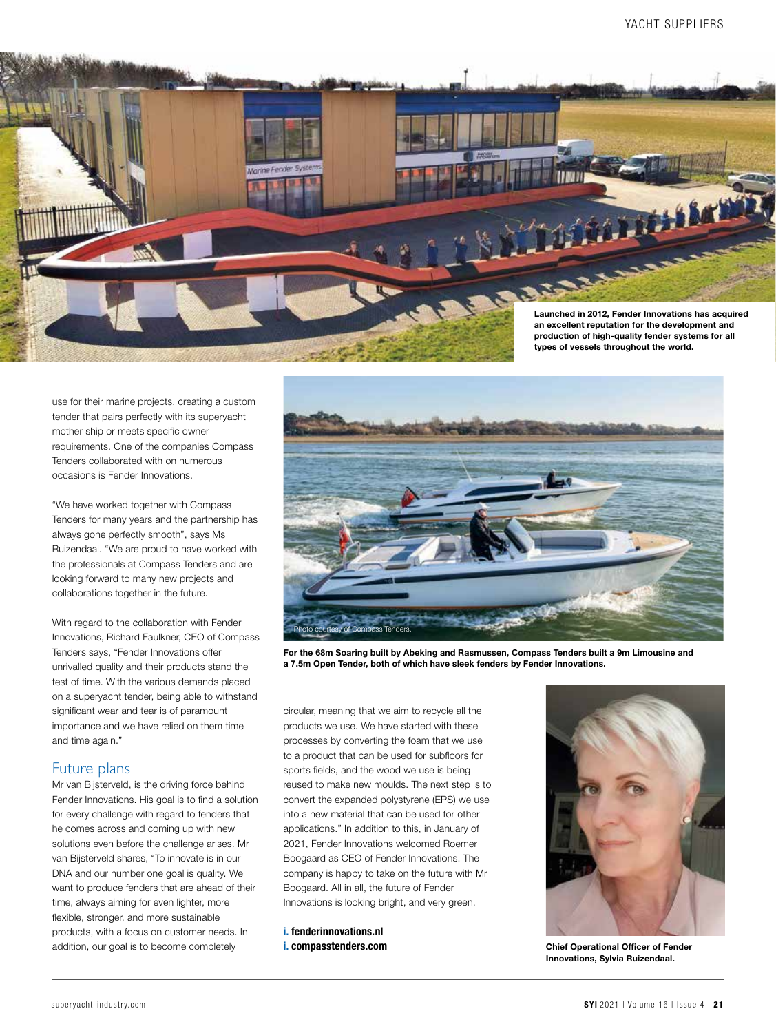Launched in 2012, Fender Innovations has acquired an excellent reputation for the development and production of high-quality fender systems for all types of vessels throughout the world.

use for their marine projects, creating a custom tender that pairs perfectly with its superyacht mother ship or meets specific owner requirements. One of the companies Compass Tenders collaborated with on numerous occasions is Fender Innovations.

"We have worked together with Compass Tenders for many years and the partnership has always gone perfectly smooth", says Ms Ruizendaal. "We are proud to have worked with the professionals at Compass Tenders and are looking forward to many new projects and collaborations together in the future.

With regard to the collaboration with Fender Innovations, Richard Faulkner, CEO of Compass Tenders says, "Fender Innovations offer unrivalled quality and their products stand the test of time. With the various demands placed on a superyacht tender, being able to withstand significant wear and tear is of paramount importance and we have relied on them time and time again."

Photo courtesy of Compass Tenders.

For the 68m Soaring built by Abeking and Rasmussen, Compass Tenders built a 9m Limousine and a 7.5m Open Tender, both of which have sleek fenders by Fender Innovations.

## Future plans

Mr van Bijsterveld, is the driving force behind Fender Innovations. His goal is to find a solution for every challenge with regard to fenders that he comes across and coming up with new solutions even before the challenge arises. Mr van Bijsterveld shares, "To innovate is in our DNA and our number one goal is quality. We want to produce fenders that are ahead of their time, always aiming for even lighter, more flexible, stronger, and more sustainable products, with a focus on customer needs. In addition, our goal is to become completely circular, meaning that we aim to recycle all the products we use. We have started with these processes by converting the foam that we use to a product that can be used for subfloors for sports fields, and the wood we use is being reused to make new moulds. The next step is to convert the expanded polystyrene (EPS) we use into a new material that can be used for other applications." In addition to this, in January of 2021, Fender Innovations welcomed Roemer Boogaard as CEO of Fender Innovations. The company is happy to take on the future with Mr Boogaard. All in all, the future of Fender Innovations is looking bright, and very green.

**i. fenderinnovations.nl**
**i. compasstenders.com**

Chief Operational Officer of Fender Innovations, Sylvia Ruizendaal.